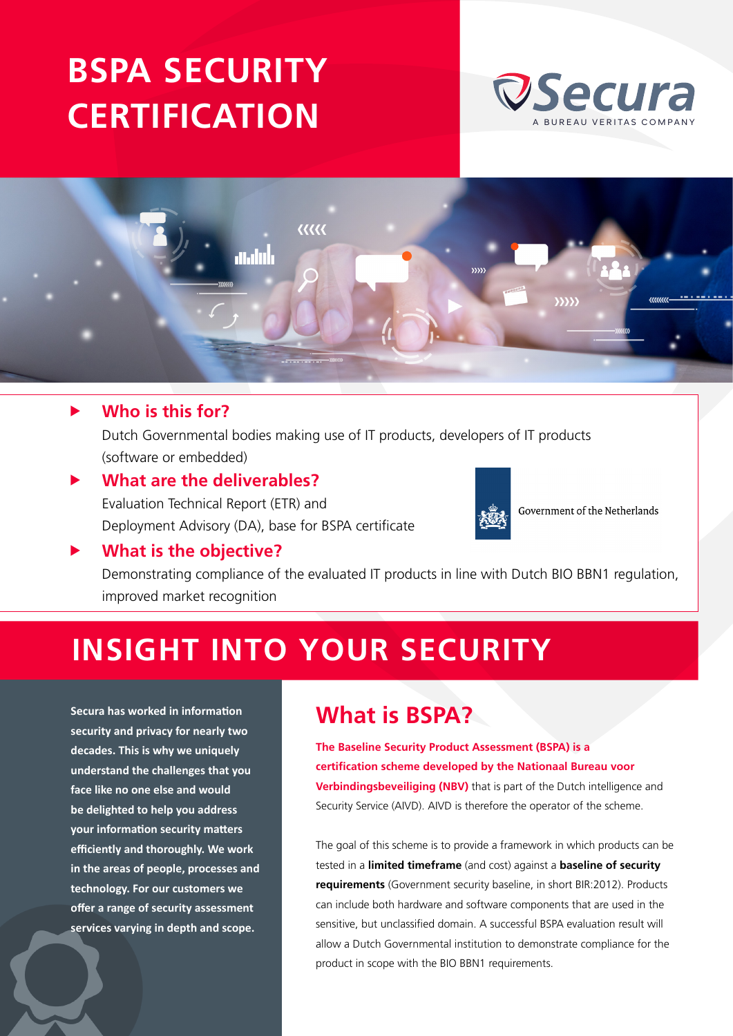# BSPA SECURITY CERTIFICATION

Secura
A BUREAU VERITAS COMPANY

### Who is this for?

Dutch Governmental bodies making use of IT products, developers of IT products (software or embedded)

### What are the deliverables?

Evaluation Technical Report (ETR) and
Deployment Advisory (DA), base for BSPA certificate

Government of the Netherlands

### What is the objective?

Demonstrating compliance of the evaluated IT products in line with Dutch BIO BBN1 regulation, improved market recognition

## INSIGHT INTO YOUR SECURITY

**Secura has worked in information security and privacy for nearly two decades. This is why we uniquely understand the challenges that you face like no one else and would be delighted to help you address your information security matters efficiently and thoroughly. We work in the areas of people, processes and technology. For our customers we offer a range of security assessment services varying in depth and scope.**

## What is BSPA?

**The Baseline Security Product Assessment (BSPA) is a certification scheme developed by the Nationaal Bureau voor Verbindingsbeveiliging (NBV)** that is part of the Dutch intelligence and Security Service (AIVD). AIVD is therefore the operator of the scheme.

The goal of this scheme is to provide a framework in which products can be tested in a **limited timeframe** (and cost) against a **baseline of security requirements** (Government security baseline, in short BIR:2012). Products can include both hardware and software components that are used in the sensitive, but unclassified domain. A successful BSPA evaluation result will allow a Dutch Governmental institution to demonstrate compliance for the product in scope with the BIO BBN1 requirements.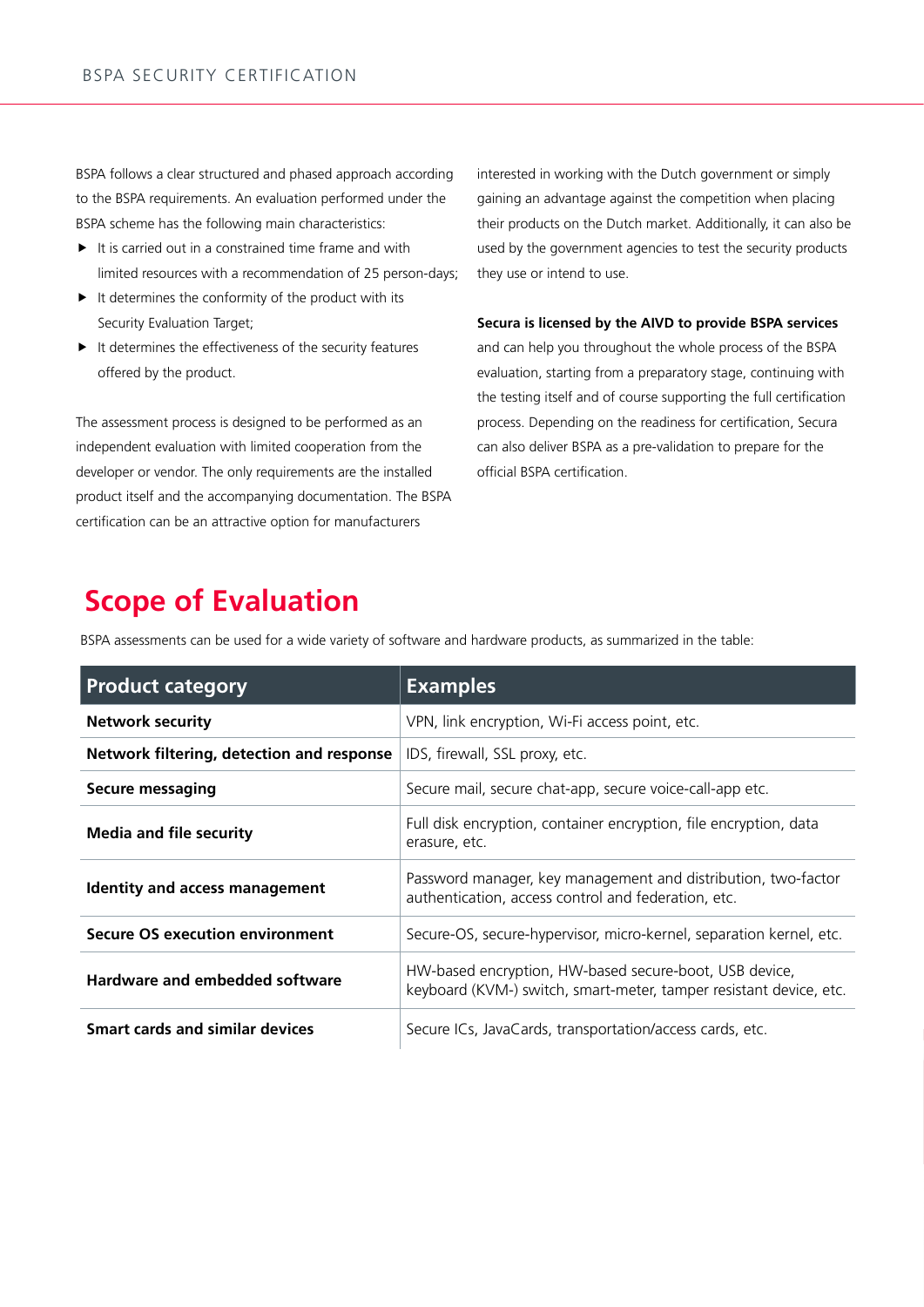BSPA follows a clear structured and phased approach according to the BSPA requirements. An evaluation performed under the BSPA scheme has the following main characteristics:

- It is carried out in a constrained time frame and with limited resources with a recommendation of 25 person-days;
- It determines the conformity of the product with its Security Evaluation Target;
- It determines the effectiveness of the security features offered by the product.

The assessment process is designed to be performed as an independent evaluation with limited cooperation from the developer or vendor. The only requirements are the installed product itself and the accompanying documentation. The BSPA certification can be an attractive option for manufacturers interested in working with the Dutch government or simply gaining an advantage against the competition when placing their products on the Dutch market. Additionally, it can also be used by the government agencies to test the security products they use or intend to use.

**Secura is licensed by the AIVD to provide BSPA services** and can help you throughout the whole process of the BSPA evaluation, starting from a preparatory stage, continuing with the testing itself and of course supporting the full certification process. Depending on the readiness for certification, Secura can also deliver BSPA as a pre-validation to prepare for the official BSPA certification.

## Scope of Evaluation

BSPA assessments can be used for a wide variety of software and hardware products, as summarized in the table:

| Product category | Examples |
|---|---|
| **Network security** | VPN, link encryption, Wi-Fi access point, etc. |
| **Network filtering, detection and response** | IDS, firewall, SSL proxy, etc. |
| **Secure messaging** | Secure mail, secure chat-app, secure voice-call-app etc. |
| **Media and file security** | Full disk encryption, container encryption, file encryption, data erasure, etc. |
| **Identity and access management** | Password manager, key management and distribution, two-factor authentication, access control and federation, etc. |
| **Secure OS execution environment** | Secure-OS, secure-hypervisor, micro-kernel, separation kernel, etc. |
| **Hardware and embedded software** | HW-based encryption, HW-based secure-boot, USB device, keyboard (KVM-) switch, smart-meter, tamper resistant device, etc. |
| **Smart cards and similar devices** | Secure ICs, JavaCards, transportation/access cards, etc. |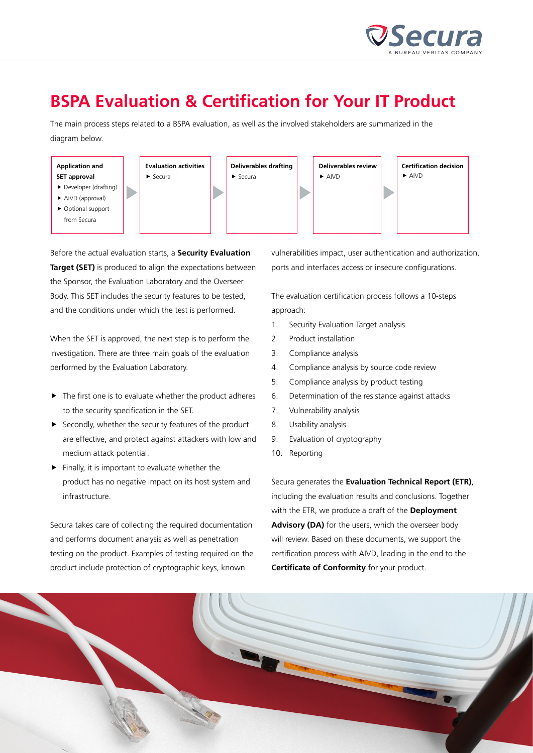# BSPA Evaluation & Certification for Your IT Product

The main process steps related to a BSPA evaluation, as well as the involved stakeholders are summarized in the diagram below.

| Application and SET approval | Evaluation activities | Deliverables drafting | Deliverables review | Certification decision |
| --- | --- | --- | --- | --- |
| ▶ Developer (drafting)<br>▶ AIVD (approval)<br>▶ Optional support from Secura | ▶ Secura | ▶ Secura | ▶ AIVD | ▶ AIVD |

Before the actual evaluation starts, a **Security Evaluation Target (SET)** is produced to align the expectations between the Sponsor, the Evaluation Laboratory and the Overseer Body. This SET includes the security features to be tested, and the conditions under which the test is performed.

When the SET is approved, the next step is to perform the investigation. There are three main goals of the evaluation performed by the Evaluation Laboratory.

- The first one is to evaluate whether the product adheres to the security specification in the SET.
- Secondly, whether the security features of the product are effective, and protect against attackers with low and medium attack potential.
- Finally, it is important to evaluate whether the product has no negative impact on its host system and infrastructure.

Secura takes care of collecting the required documentation and performs document analysis as well as penetration testing on the product. Examples of testing required on the product include protection of cryptographic keys, known vulnerabilities impact, user authentication and authorization, ports and interfaces access or insecure configurations.

The evaluation certification process follows a 10-steps approach:

1. Security Evaluation Target analysis
2. Product installation
3. Compliance analysis
4. Compliance analysis by source code review
5. Compliance analysis by product testing
6. Determination of the resistance against attacks
7. Vulnerability analysis
8. Usability analysis
9. Evaluation of cryptography
10. Reporting

Secura generates the **Evaluation Technical Report (ETR)**, including the evaluation results and conclusions. Together with the ETR, we produce a draft of the **Deployment Advisory (DA)** for the users, which the overseer body will review. Based on these documents, we support the certification process with AIVD, leading in the end to the **Certificate of Conformity** for your product.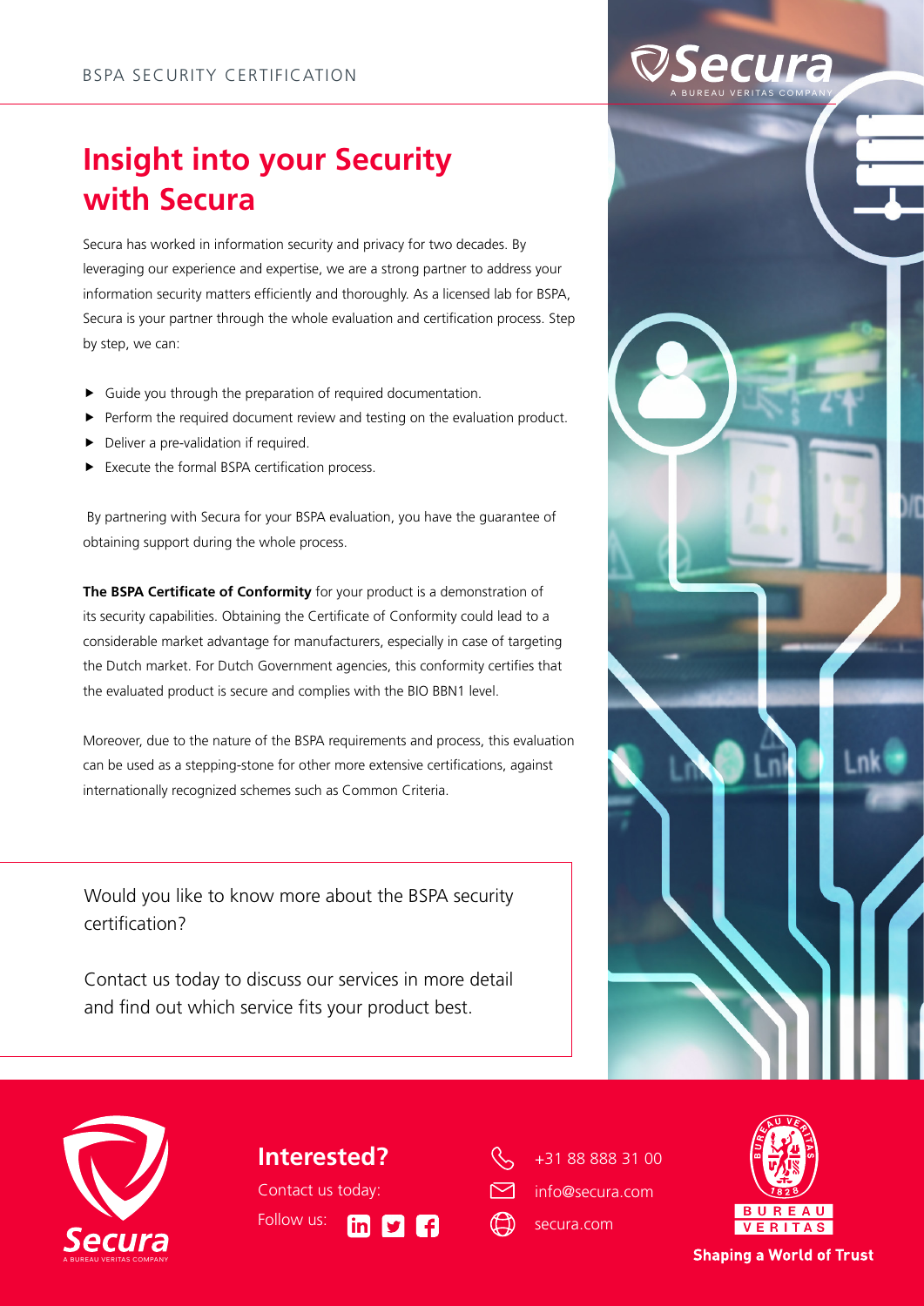BSPA SECURITY CERTIFICATION

# Insight into your Security with Secura

Secura has worked in information security and privacy for two decades. By leveraging our experience and expertise, we are a strong partner to address your information security matters efficiently and thoroughly. As a licensed lab for BSPA, Secura is your partner through the whole evaluation and certification process. Step by step, we can:

- Guide you through the preparation of required documentation.
- Perform the required document review and testing on the evaluation product.
- Deliver a pre-validation if required.
- Execute the formal BSPA certification process.

By partnering with Secura for your BSPA evaluation, you have the guarantee of obtaining support during the whole process.

**The BSPA Certificate of Conformity** for your product is a demonstration of its security capabilities. Obtaining the Certificate of Conformity could lead to a considerable market advantage for manufacturers, especially in case of targeting the Dutch market. For Dutch Government agencies, this conformity certifies that the evaluated product is secure and complies with the BIO BBN1 level.

Moreover, due to the nature of the BSPA requirements and process, this evaluation can be used as a stepping-stone for other more extensive certifications, against internationally recognized schemes such as Common Criteria.

Would you like to know more about the BSPA security certification?

Contact us today to discuss our services in more detail and find out which service fits your product best.

## Interested?

Contact us today:

Follow us:

+31 88 888 31 00

info@secura.com

secura.com

Shaping a World of Trust